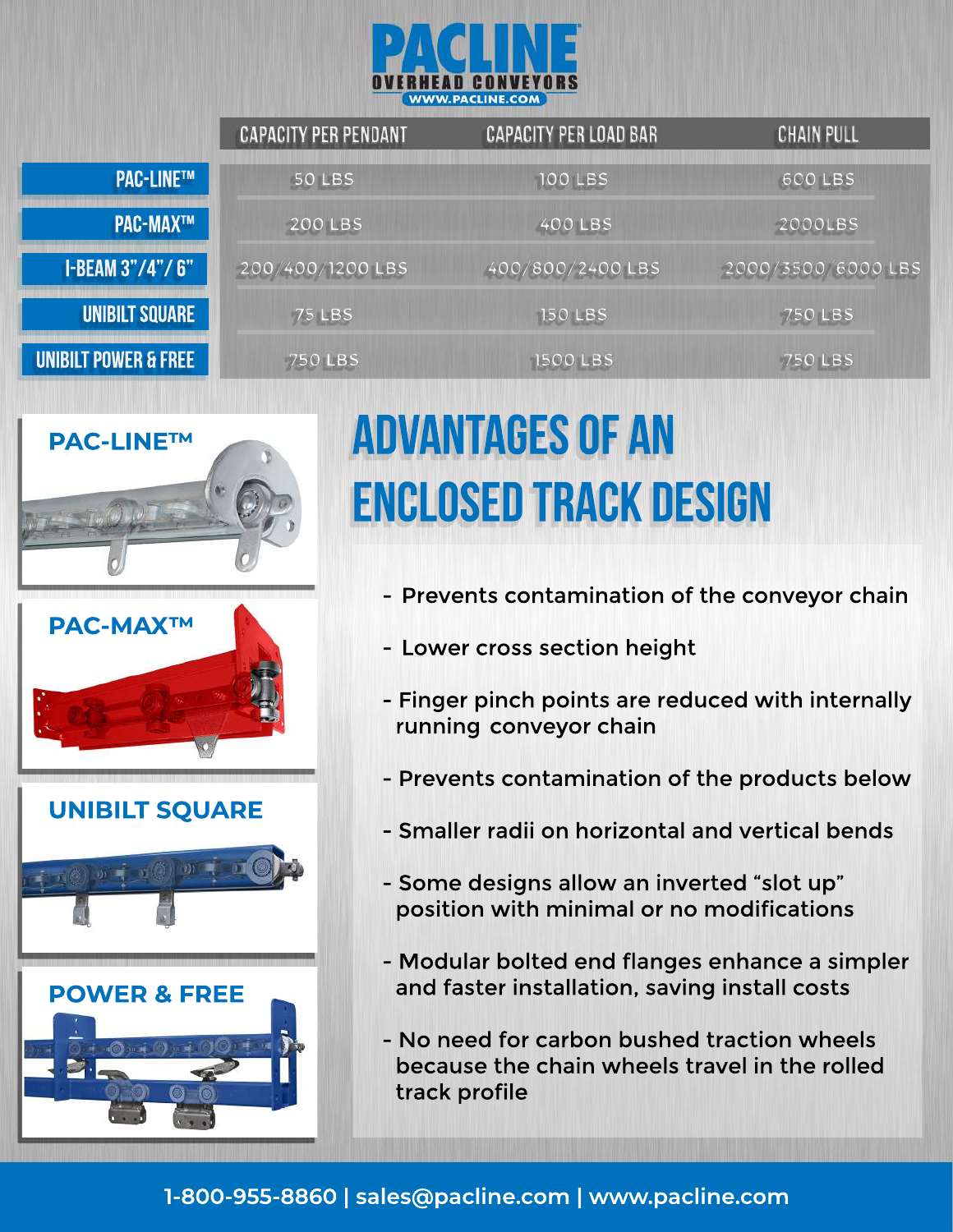# PACLINE

**OVERHEAD CONVEYORS**

WWW.PACLINE.COM

| | CAPACITY PER PENDANT | CAPACITY PER LOAD BAR | CHAIN PULL |
|---|---|---|---|
| PAC-LINE™ | 50 LBS | 100 LBS | 600 LBS |
| PAC-MAX™ | 200 LBS | 400 LBS | 2000LBS |
| I-BEAM 3"/4"/6" | 200/400/1200 LBS | 400/800/2400 LBS | 2000/3500/6000 LBS |
| UNIBILT SQUARE | 75 LBS | 150 LBS | 750 LBS |
| UNIBILT POWER & FREE | 750 LBS | 1500 LBS | 750 LBS |

PAC-LINE™

PAC-MAX™

UNIBILT SQUARE

POWER & FREE

## ADVANTAGES OF AN ENCLOSED TRACK DESIGN

- Prevents contamination of the conveyor chain
- Lower cross section height
- Finger pinch points are reduced with internally running conveyor chain
- Prevents contamination of the products below
- Smaller radii on horizontal and vertical bends
- Some designs allow an inverted "slot up" position with minimal or no modifications
- Modular bolted end flanges enhance a simpler and faster installation, saving install costs
- No need for carbon bushed traction wheels because the chain wheels travel in the rolled track profile

1-800-955-8860 | sales@pacline.com | www.pacline.com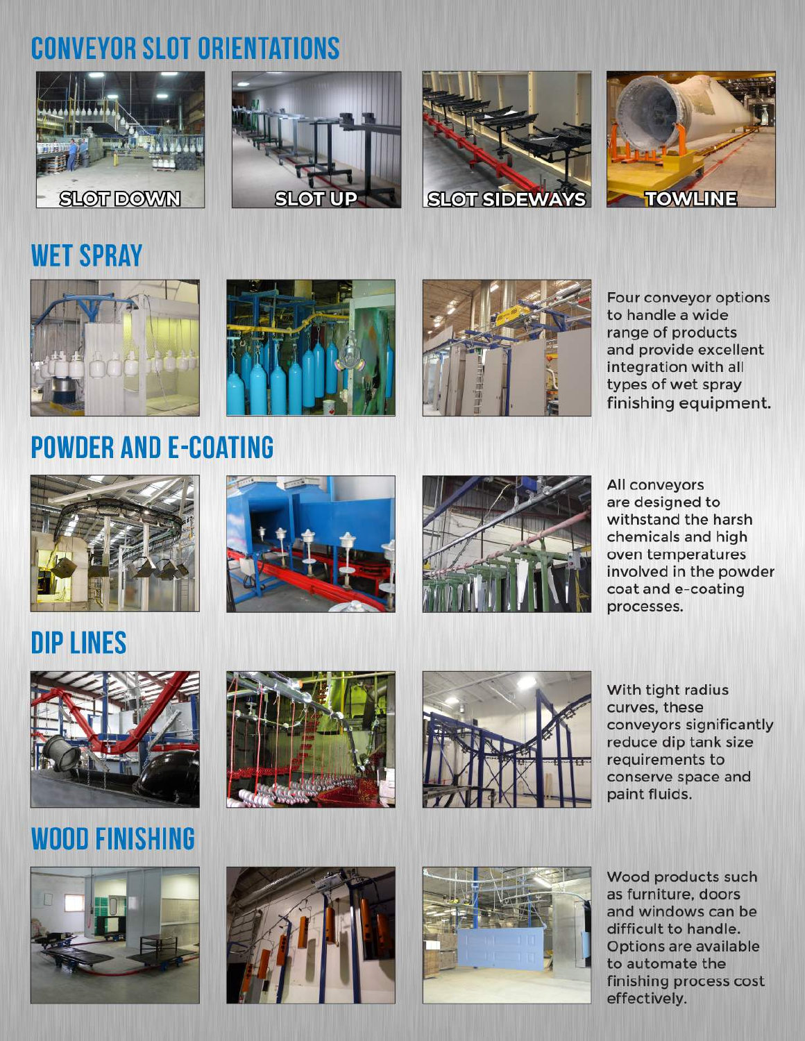# CONVEYOR SLOT ORIENTATIONS

SLOT DOWN

SLOT UP

SLOT SIDEWAYS

TOWLINE

# WET SPRAY

Four conveyor options to handle a wide range of products and provide excellent integration with all types of wet spray finishing equipment.

# POWDER AND E-COATING

All conveyors are designed to withstand the harsh chemicals and high oven temperatures involved in the powder coat and e-coating processes.

# DIP LINES

With tight radius curves, these conveyors significantly reduce dip tank size requirements to conserve space and paint fluids.

# WOOD FINISHING

Wood products such as furniture, doors and windows can be difficult to handle. Options are available to automate the finishing process cost effectively.